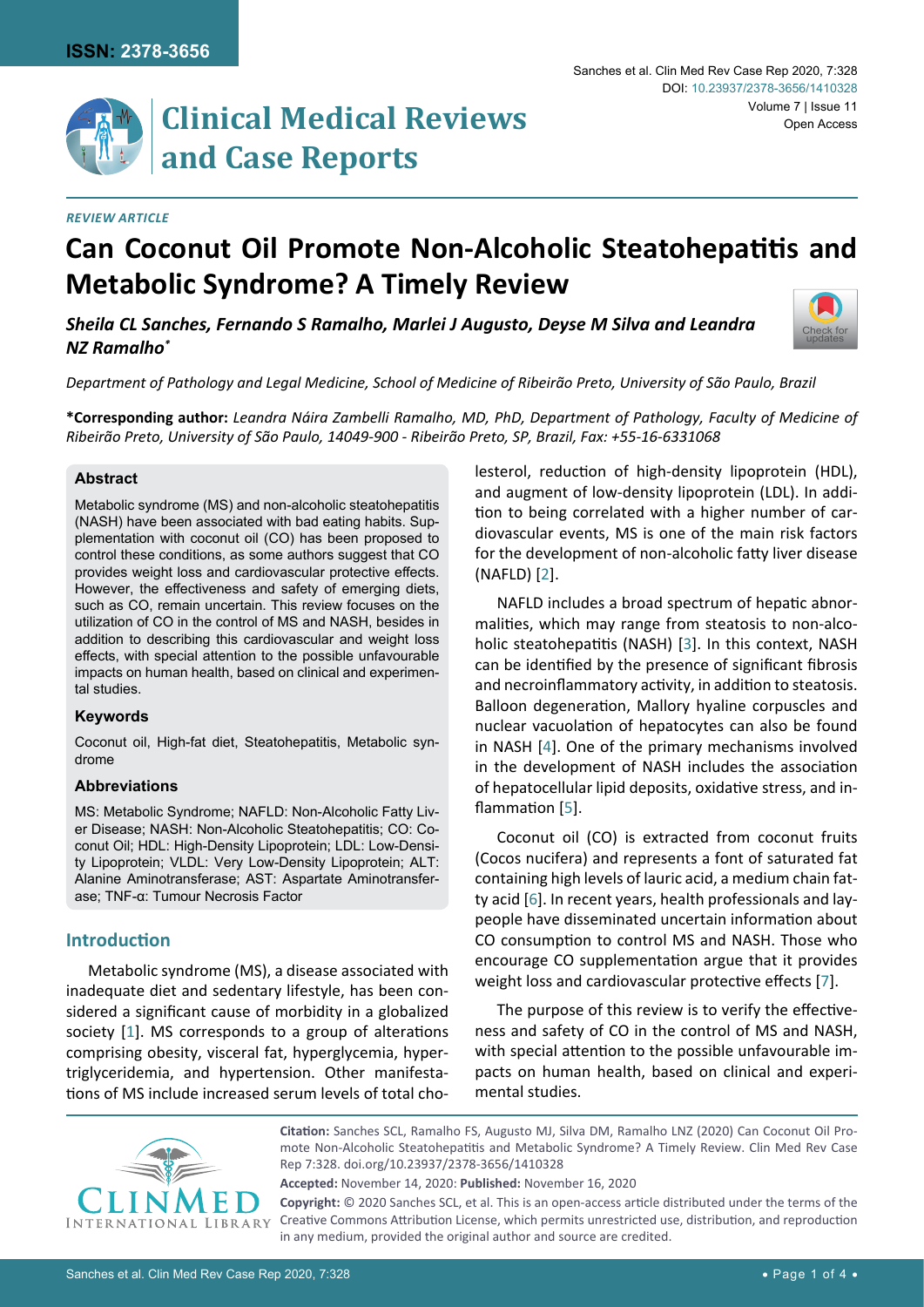**ISSN: 2378-3656**

# Clinical Medical Reviews and Case Reports

*REVIEW ARTICLE*

# Can Coconut Oil Promote Non-Alcoholic Steatohepatitis and Metabolic Syndrome? A Timely Review

***Sheila CL Sanches, Fernando S Ramalho, Marlei J Augusto, Deyse M Silva and Leandra NZ Ramalho****

*Department of Pathology and Legal Medicine, School of Medicine of Ribeirão Preto, University of São Paulo, Brazil*

**\*Corresponding author:** *Leandra Náira Zambelli Ramalho, MD, PhD, Department of Pathology, Faculty of Medicine of Ribeirão Preto, University of São Paulo, 14049-900 - Ribeirão Preto, SP, Brazil, Fax: +55-16-6331068*

### Abstract

Metabolic syndrome (MS) and non-alcoholic steatohepatitis (NASH) have been associated with bad eating habits. Supplementation with coconut oil (CO) has been proposed to control these conditions, as some authors suggest that CO provides weight loss and cardiovascular protective effects. However, the effectiveness and safety of emerging diets, such as CO, remain uncertain. This review focuses on the utilization of CO in the control of MS and NASH, besides in addition to describing this cardiovascular and weight loss effects, with special attention to the possible unfavourable impacts on human health, based on clinical and experimental studies.

### Keywords

Coconut oil, High-fat diet, Steatohepatitis, Metabolic syndrome

### Abbreviations

MS: Metabolic Syndrome; NAFLD: Non-Alcoholic Fatty Liver Disease; NASH: Non-Alcoholic Steatohepatitis; CO: Coconut Oil; HDL: High-Density Lipoprotein; LDL: Low-Density Lipoprotein; VLDL: Very Low-Density Lipoprotein; ALT: Alanine Aminotransferase; AST: Aspartate Aminotransferase; TNF-α: Tumour Necrosis Factor

## Introduction

Metabolic syndrome (MS), a disease associated with inadequate diet and sedentary lifestyle, has been considered a significant cause of morbidity in a globalized society [1]. MS corresponds to a group of alterations comprising obesity, visceral fat, hyperglycemia, hypertriglyceridemia, and hypertension. Other manifestations of MS include increased serum levels of total cholesterol, reduction of high-density lipoprotein (HDL), and augment of low-density lipoprotein (LDL). In addition to being correlated with a higher number of cardiovascular events, MS is one of the main risk factors for the development of non-alcoholic fatty liver disease (NAFLD) [2].

NAFLD includes a broad spectrum of hepatic abnormalities, which may range from steatosis to non-alcoholic steatohepatitis (NASH) [3]. In this context, NASH can be identified by the presence of significant fibrosis and necroinflammatory activity, in addition to steatosis. Balloon degeneration, Mallory hyaline corpuscles and nuclear vacuolation of hepatocytes can also be found in NASH [4]. One of the primary mechanisms involved in the development of NASH includes the association of hepatocellular lipid deposits, oxidative stress, and inflammation [5].

Coconut oil (CO) is extracted from coconut fruits (Cocos nucifera) and represents a font of saturated fat containing high levels of lauric acid, a medium chain fatty acid [6]. In recent years, health professionals and laypeople have disseminated uncertain information about CO consumption to control MS and NASH. Those who encourage CO supplementation argue that it provides weight loss and cardiovascular protective effects [7].

The purpose of this review is to verify the effectiveness and safety of CO in the control of MS and NASH, with special attention to the possible unfavourable impacts on human health, based on clinical and experimental studies.

**Citation:** Sanches SCL, Ramalho FS, Augusto MJ, Silva DM, Ramalho LNZ (2020) Can Coconut Oil Promote Non-Alcoholic Steatohepatitis and Metabolic Syndrome? A Timely Review. Clin Med Rev Case Rep 7:328. doi.org/10.23937/2378-3656/1410328

**Accepted:** November 14, 2020: **Published:** November 16, 2020

**Copyright:** © 2020 Sanches SCL, et al. This is an open-access article distributed under the terms of the Creative Commons Attribution License, which permits unrestricted use, distribution, and reproduction in any medium, provided the original author and source are credited.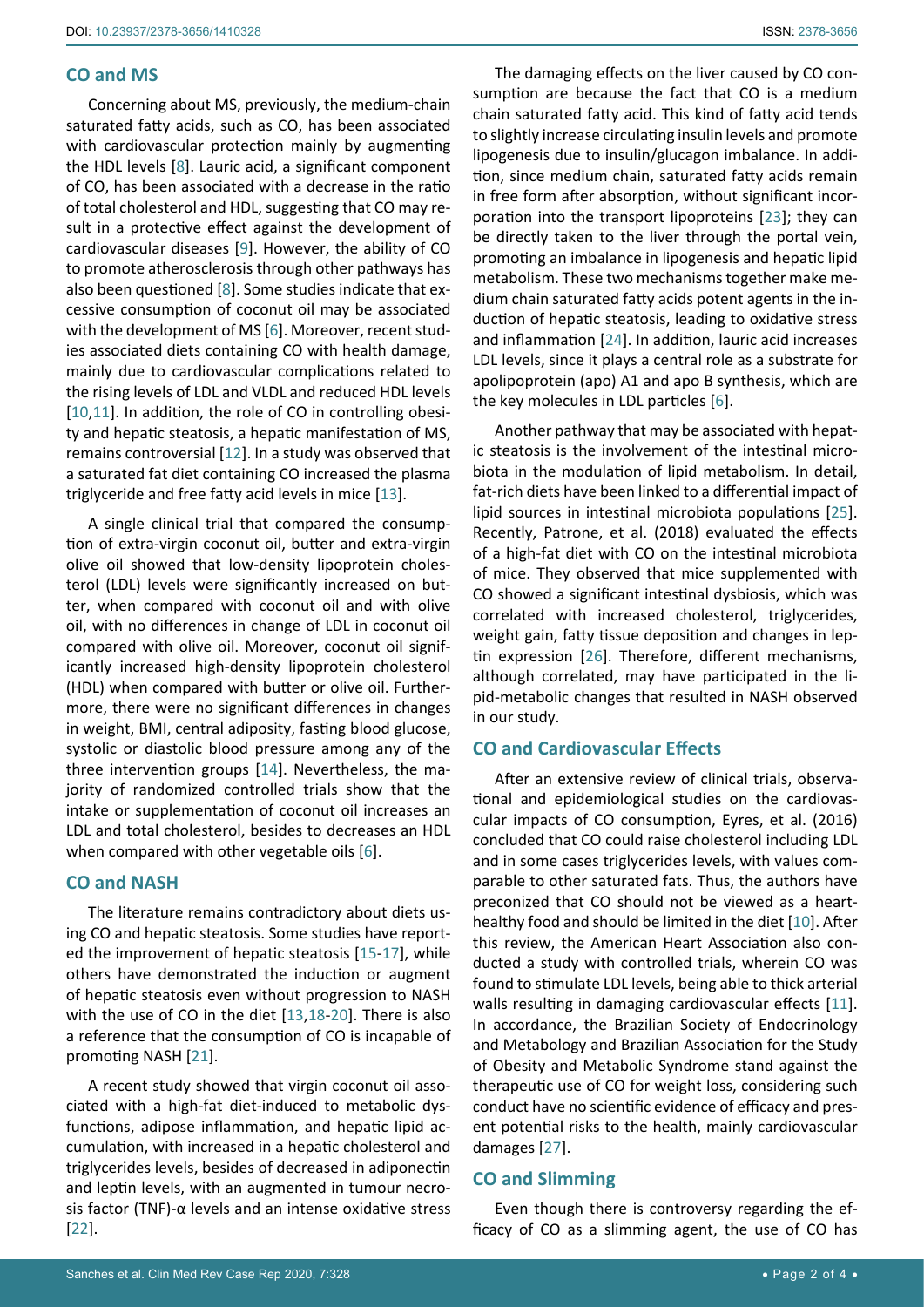## CO and MS

Concerning about MS, previously, the medium-chain saturated fatty acids, such as CO, has been associated with cardiovascular protection mainly by augmenting the HDL levels [8]. Lauric acid, a significant component of CO, has been associated with a decrease in the ratio of total cholesterol and HDL, suggesting that CO may result in a protective effect against the development of cardiovascular diseases [9]. However, the ability of CO to promote atherosclerosis through other pathways has also been questioned [8]. Some studies indicate that excessive consumption of coconut oil may be associated with the development of MS [6]. Moreover, recent studies associated diets containing CO with health damage, mainly due to cardiovascular complications related to the rising levels of LDL and VLDL and reduced HDL levels [10,11]. In addition, the role of CO in controlling obesity and hepatic steatosis, a hepatic manifestation of MS, remains controversial [12]. In a study was observed that a saturated fat diet containing CO increased the plasma triglyceride and free fatty acid levels in mice [13].

A single clinical trial that compared the consumption of extra-virgin coconut oil, butter and extra-virgin olive oil showed that low-density lipoprotein cholesterol (LDL) levels were significantly increased on butter, when compared with coconut oil and with olive oil, with no differences in change of LDL in coconut oil compared with olive oil. Moreover, coconut oil significantly increased high-density lipoprotein cholesterol (HDL) when compared with butter or olive oil. Furthermore, there were no significant differences in changes in weight, BMI, central adiposity, fasting blood glucose, systolic or diastolic blood pressure among any of the three intervention groups [14]. Nevertheless, the majority of randomized controlled trials show that the intake or supplementation of coconut oil increases an LDL and total cholesterol, besides to decreases an HDL when compared with other vegetable oils [6].

## CO and NASH

The literature remains contradictory about diets using CO and hepatic steatosis. Some studies have reported the improvement of hepatic steatosis [15-17], while others have demonstrated the induction or augment of hepatic steatosis even without progression to NASH with the use of CO in the diet [13,18-20]. There is also a reference that the consumption of CO is incapable of promoting NASH [21].

A recent study showed that virgin coconut oil associated with a high-fat diet-induced to metabolic dysfunctions, adipose inflammation, and hepatic lipid accumulation, with increased in a hepatic cholesterol and triglycerides levels, besides of decreased in adiponectin and leptin levels, with an augmented in tumour necrosis factor (TNF)-α levels and an intense oxidative stress [22].

The damaging effects on the liver caused by CO consumption are because the fact that CO is a medium chain saturated fatty acid. This kind of fatty acid tends to slightly increase circulating insulin levels and promote lipogenesis due to insulin/glucagon imbalance. In addition, since medium chain, saturated fatty acids remain in free form after absorption, without significant incorporation into the transport lipoproteins [23]; they can be directly taken to the liver through the portal vein, promoting an imbalance in lipogenesis and hepatic lipid metabolism. These two mechanisms together make medium chain saturated fatty acids potent agents in the induction of hepatic steatosis, leading to oxidative stress and inflammation [24]. In addition, lauric acid increases LDL levels, since it plays a central role as a substrate for apolipoprotein (apo) A1 and apo B synthesis, which are the key molecules in LDL particles [6].

Another pathway that may be associated with hepatic steatosis is the involvement of the intestinal microbiota in the modulation of lipid metabolism. In detail, fat-rich diets have been linked to a differential impact of lipid sources in intestinal microbiota populations [25]. Recently, Patrone, et al. (2018) evaluated the effects of a high-fat diet with CO on the intestinal microbiota of mice. They observed that mice supplemented with CO showed a significant intestinal dysbiosis, which was correlated with increased cholesterol, triglycerides, weight gain, fatty tissue deposition and changes in leptin expression [26]. Therefore, different mechanisms, although correlated, may have participated in the lipid-metabolic changes that resulted in NASH observed in our study.

## CO and Cardiovascular Effects

After an extensive review of clinical trials, observational and epidemiological studies on the cardiovascular impacts of CO consumption, Eyres, et al. (2016) concluded that CO could raise cholesterol including LDL and in some cases triglycerides levels, with values comparable to other saturated fats. Thus, the authors have preconized that CO should not be viewed as a heart-healthy food and should be limited in the diet [10]. After this review, the American Heart Association also conducted a study with controlled trials, wherein CO was found to stimulate LDL levels, being able to thick arterial walls resulting in damaging cardiovascular effects [11]. In accordance, the Brazilian Society of Endocrinology and Metabology and Brazilian Association for the Study of Obesity and Metabolic Syndrome stand against the therapeutic use of CO for weight loss, considering such conduct have no scientific evidence of efficacy and present potential risks to the health, mainly cardiovascular damages [27].

## CO and Slimming

Even though there is controversy regarding the efficacy of CO as a slimming agent, the use of CO has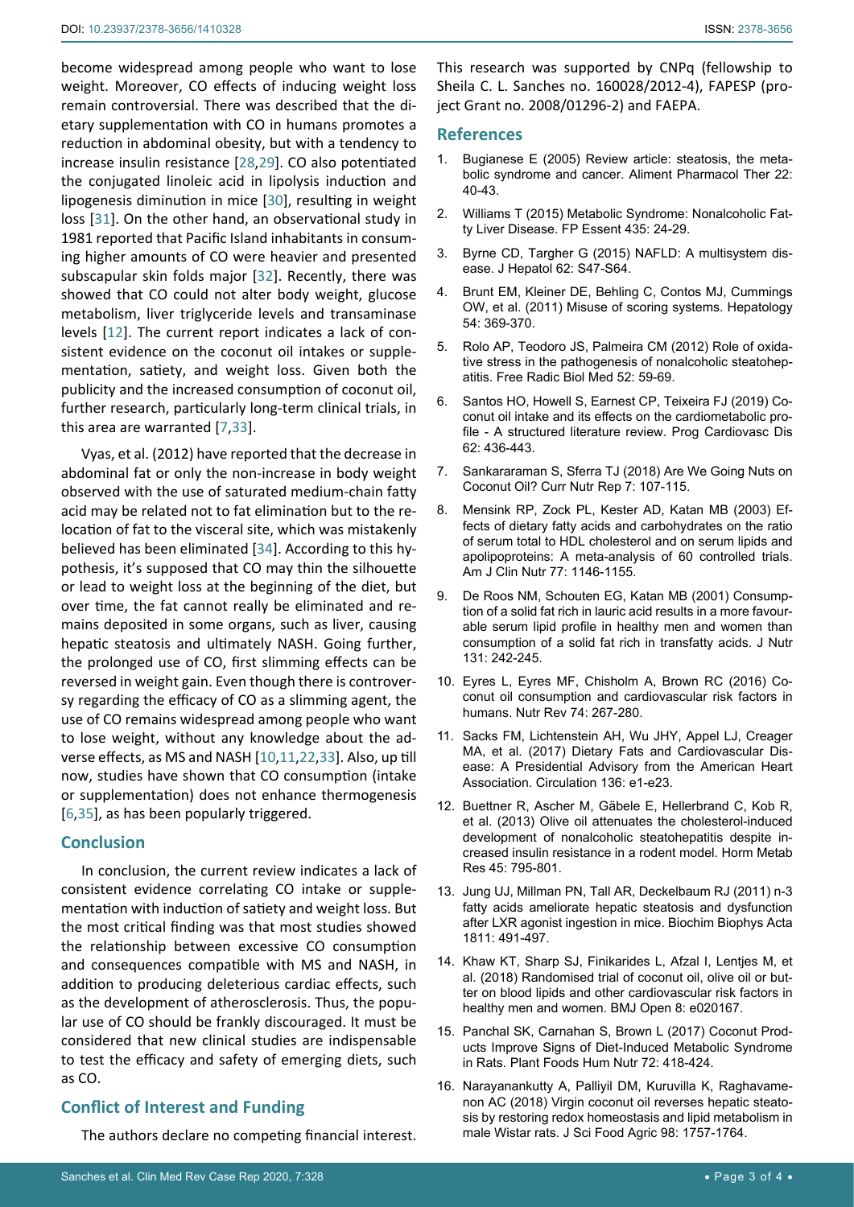become widespread among people who want to lose weight. Moreover, CO effects of inducing weight loss remain controversial. There was described that the dietary supplementation with CO in humans promotes a reduction in abdominal obesity, but with a tendency to increase insulin resistance [28,29]. CO also potentiated the conjugated linoleic acid in lipolysis induction and lipogenesis diminution in mice [30], resulting in weight loss [31]. On the other hand, an observational study in 1981 reported that Pacific Island inhabitants in consuming higher amounts of CO were heavier and presented subscapular skin folds major [32]. Recently, there was showed that CO could not alter body weight, glucose metabolism, liver triglyceride levels and transaminase levels [12]. The current report indicates a lack of consistent evidence on the coconut oil intakes or supplementation, satiety, and weight loss. Given both the publicity and the increased consumption of coconut oil, further research, particularly long-term clinical trials, in this area are warranted [7,33].

Vyas, et al. (2012) have reported that the decrease in abdominal fat or only the non-increase in body weight observed with the use of saturated medium-chain fatty acid may be related not to fat elimination but to the relocation of fat to the visceral site, which was mistakenly believed has been eliminated [34]. According to this hypothesis, it's supposed that CO may thin the silhouette or lead to weight loss at the beginning of the diet, but over time, the fat cannot really be eliminated and remains deposited in some organs, such as liver, causing hepatic steatosis and ultimately NASH. Going further, the prolonged use of CO, first slimming effects can be reversed in weight gain. Even though there is controversy regarding the efficacy of CO as a slimming agent, the use of CO remains widespread among people who want to lose weight, without any knowledge about the adverse effects, as MS and NASH [10,11,22,33]. Also, up till now, studies have shown that CO consumption (intake or supplementation) does not enhance thermogenesis [6,35], as has been popularly triggered.

## Conclusion

In conclusion, the current review indicates a lack of consistent evidence correlating CO intake or supplementation with induction of satiety and weight loss. But the most critical finding was that most studies showed the relationship between excessive CO consumption and consequences compatible with MS and NASH, in addition to producing deleterious cardiac effects, such as the development of atherosclerosis. Thus, the popular use of CO should be frankly discouraged. It must be considered that new clinical studies are indispensable to test the efficacy and safety of emerging diets, such as CO.

## Conflict of Interest and Funding

The authors declare no competing financial interest. This research was supported by CNPq (fellowship to Sheila C. L. Sanches no. 160028/2012-4), FAPESP (project Grant no. 2008/01296-2) and FAEPA.

## References

1. Bugianese E (2005) Review article: steatosis, the metabolic syndrome and cancer. Aliment Pharmacol Ther 22: 40-43.
2. Williams T (2015) Metabolic Syndrome: Nonalcoholic Fatty Liver Disease. FP Essent 435: 24-29.
3. Byrne CD, Targher G (2015) NAFLD: A multisystem disease. J Hepatol 62: S47-S64.
4. Brunt EM, Kleiner DE, Behling C, Contos MJ, Cummings OW, et al. (2011) Misuse of scoring systems. Hepatology 54: 369-370.
5. Rolo AP, Teodoro JS, Palmeira CM (2012) Role of oxidative stress in the pathogenesis of nonalcoholic steatohepatitis. Free Radic Biol Med 52: 59-69.
6. Santos HO, Howell S, Earnest CP, Teixeira FJ (2019) Coconut oil intake and its effects on the cardiometabolic profile - A structured literature review. Prog Cardiovasc Dis 62: 436-443.
7. Sankararaman S, Sferra TJ (2018) Are We Going Nuts on Coconut Oil? Curr Nutr Rep 7: 107-115.
8. Mensink RP, Zock PL, Kester AD, Katan MB (2003) Effects of dietary fatty acids and carbohydrates on the ratio of serum total to HDL cholesterol and on serum lipids and apolipoproteins: A meta-analysis of 60 controlled trials. Am J Clin Nutr 77: 1146-1155.
9. De Roos NM, Schouten EG, Katan MB (2001) Consumption of a solid fat rich in lauric acid results in a more favourable serum lipid profile in healthy men and women than consumption of a solid fat rich in transfatty acids. J Nutr 131: 242-245.
10. Eyres L, Eyres MF, Chisholm A, Brown RC (2016) Coconut oil consumption and cardiovascular risk factors in humans. Nutr Rev 74: 267-280.
11. Sacks FM, Lichtenstein AH, Wu JHY, Appel LJ, Creager MA, et al. (2017) Dietary Fats and Cardiovascular Disease: A Presidential Advisory from the American Heart Association. Circulation 136: e1-e23.
12. Buettner R, Ascher M, Gäbele E, Hellerbrand C, Kob R, et al. (2013) Olive oil attenuates the cholesterol-induced development of nonalcoholic steatohepatitis despite increased insulin resistance in a rodent model. Horm Metab Res 45: 795-801.
13. Jung UJ, Millman PN, Tall AR, Deckelbaum RJ (2011) n-3 fatty acids ameliorate hepatic steatosis and dysfunction after LXR agonist ingestion in mice. Biochim Biophys Acta 1811: 491-497.
14. Khaw KT, Sharp SJ, Finikarides L, Afzal I, Lentjes M, et al. (2018) Randomised trial of coconut oil, olive oil or butter on blood lipids and other cardiovascular risk factors in healthy men and women. BMJ Open 8: e020167.
15. Panchal SK, Carnahan S, Brown L (2017) Coconut Products Improve Signs of Diet-Induced Metabolic Syndrome in Rats. Plant Foods Hum Nutr 72: 418-424.
16. Narayanankutty A, Palliyil DM, Kuruvilla K, Raghavamenon AC (2018) Virgin coconut oil reverses hepatic steatosis by restoring redox homeostasis and lipid metabolism in male Wistar rats. J Sci Food Agric 98: 1757-1764.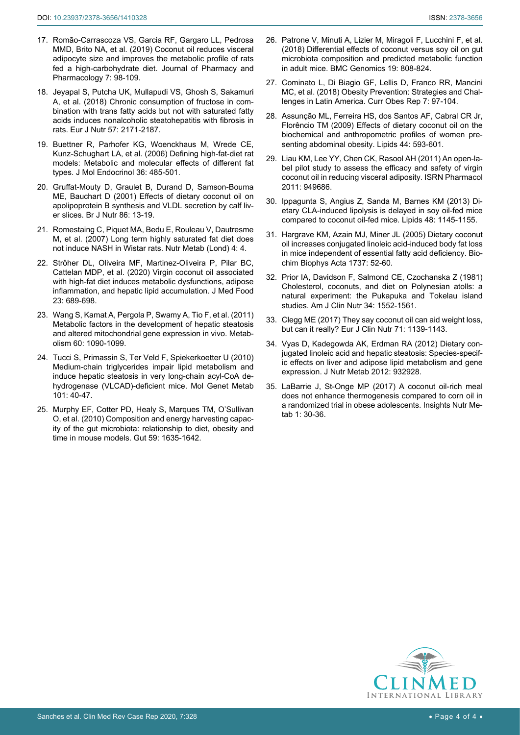17. Romão-Carrascoza VS, Garcia RF, Gargaro LL, Pedrosa MMD, Brito NA, et al. (2019) Coconut oil reduces visceral adipocyte size and improves the metabolic profile of rats fed a high-carbohydrate diet. Journal of Pharmacy and Pharmacology 7: 98-109.

18. Jeyapal S, Putcha UK, Mullapudi VS, Ghosh S, Sakamuri A, et al. (2018) Chronic consumption of fructose in combination with trans fatty acids but not with saturated fatty acids induces nonalcoholic steatohepatitis with fibrosis in rats. Eur J Nutr 57: 2171-2187.

19. Buettner R, Parhofer KG, Woenckhaus M, Wrede CE, Kunz-Schughart LA, et al. (2006) Defining high-fat-diet rat models: Metabolic and molecular effects of different fat types. J Mol Endocrinol 36: 485-501.

20. Gruffat-Mouty D, Graulet B, Durand D, Samson-Bouma ME, Bauchart D (2001) Effects of dietary coconut oil on apolipoprotein B synthesis and VLDL secretion by calf liver slices. Br J Nutr 86: 13-19.

21. Romestaing C, Piquet MA, Bedu E, Rouleau V, Dautresme M, et al. (2007) Long term highly saturated fat diet does not induce NASH in Wistar rats. Nutr Metab (Lond) 4: 4.

22. Ströher DL, Oliveira MF, Martinez-Oliveira P, Pilar BC, Cattelan MDP, et al. (2020) Virgin coconut oil associated with high-fat diet induces metabolic dysfunctions, adipose inflammation, and hepatic lipid accumulation. J Med Food 23: 689-698.

23. Wang S, Kamat A, Pergola P, Swamy A, Tio F, et al. (2011) Metabolic factors in the development of hepatic steatosis and altered mitochondrial gene expression in vivo. Metabolism 60: 1090-1099.

24. Tucci S, Primassin S, Ter Veld F, Spiekerkoetter U (2010) Medium-chain triglycerides impair lipid metabolism and induce hepatic steatosis in very long-chain acyl-CoA dehydrogenase (VLCAD)-deficient mice. Mol Genet Metab 101: 40-47.

25. Murphy EF, Cotter PD, Healy S, Marques TM, O'Sullivan O, et al. (2010) Composition and energy harvesting capacity of the gut microbiota: relationship to diet, obesity and time in mouse models. Gut 59: 1635-1642.

26. Patrone V, Minuti A, Lizier M, Miragoli F, Lucchini F, et al. (2018) Differential effects of coconut versus soy oil on gut microbiota composition and predicted metabolic function in adult mice. BMC Genomics 19: 808-824.

27. Cominato L, Di Biagio GF, Lellis D, Franco RR, Mancini MC, et al. (2018) Obesity Prevention: Strategies and Challenges in Latin America. Curr Obes Rep 7: 97-104.

28. Assunção ML, Ferreira HS, dos Santos AF, Cabral CR Jr, Florêncio TM (2009) Effects of dietary coconut oil on the biochemical and anthropometric profiles of women presenting abdominal obesity. Lipids 44: 593-601.

29. Liau KM, Lee YY, Chen CK, Rasool AH (2011) An open-label pilot study to assess the efficacy and safety of virgin coconut oil in reducing visceral adiposity. ISRN Pharmacol 2011: 949686.

30. Ippagunta S, Angius Z, Sanda M, Barnes KM (2013) Dietary CLA-induced lipolysis is delayed in soy oil-fed mice compared to coconut oil-fed mice. Lipids 48: 1145-1155.

31. Hargrave KM, Azain MJ, Miner JL (2005) Dietary coconut oil increases conjugated linoleic acid-induced body fat loss in mice independent of essential fatty acid deficiency. Biochim Biophys Acta 1737: 52-60.

32. Prior IA, Davidson F, Salmond CE, Czochanska Z (1981) Cholesterol, coconuts, and diet on Polynesian atolls: a natural experiment: the Pukapuka and Tokelau island studies. Am J Clin Nutr 34: 1552-1561.

33. Clegg ME (2017) They say coconut oil can aid weight loss, but can it really? Eur J Clin Nutr 71: 1139-1143.

34. Vyas D, Kadegowda AK, Erdman RA (2012) Dietary conjugated linoleic acid and hepatic steatosis: Species-specific effects on liver and adipose lipid metabolism and gene expression. J Nutr Metab 2012: 932928.

35. LaBarrie J, St-Onge MP (2017) A coconut oil-rich meal does not enhance thermogenesis compared to corn oil in a randomized trial in obese adolescents. Insights Nutr Metab 1: 30-36.